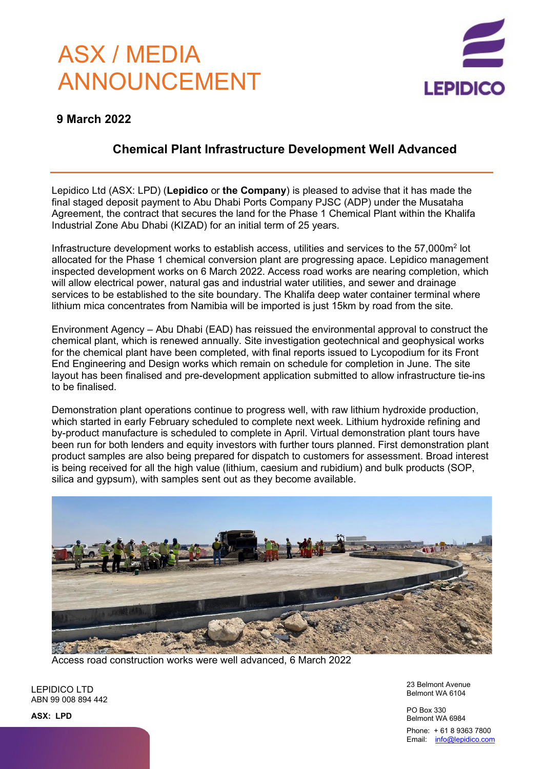# ASX / MEDIA ANNOUNCEMENT

**9 March 2022**

## Chemical Plant Infrastructure Development Well Advanced

Lepidico Ltd (ASX: LPD) (**Lepidico** or **the Company**) is pleased to advise that it has made the final staged deposit payment to Abu Dhabi Ports Company PJSC (ADP) under the Musataha Agreement, the contract that secures the land for the Phase 1 Chemical Plant within the Khalifa Industrial Zone Abu Dhabi (KIZAD) for an initial term of 25 years.

Infrastructure development works to establish access, utilities and services to the 57,000m$^2$ lot allocated for the Phase 1 chemical conversion plant are progressing apace. Lepidico management inspected development works on 6 March 2022. Access road works are nearing completion, which will allow electrical power, natural gas and industrial water utilities, and sewer and drainage services to be established to the site boundary. The Khalifa deep water container terminal where lithium mica concentrates from Namibia will be imported is just 15km by road from the site.

Environment Agency – Abu Dhabi (EAD) has reissued the environmental approval to construct the chemical plant, which is renewed annually. Site investigation geotechnical and geophysical works for the chemical plant have been completed, with final reports issued to Lycopodium for its Front End Engineering and Design works which remain on schedule for completion in June. The site layout has been finalised and pre-development application submitted to allow infrastructure tie-ins to be finalised.

Demonstration plant operations continue to progress well, with raw lithium hydroxide production, which started in early February scheduled to complete next week. Lithium hydroxide refining and by-product manufacture is scheduled to complete in April. Virtual demonstration plant tours have been run for both lenders and equity investors with further tours planned. First demonstration plant product samples are also being prepared for dispatch to customers for assessment. Broad interest is being received for all the high value (lithium, caesium and rubidium) and bulk products (SOP, silica and gypsum), with samples sent out as they become available.

Access road construction works were well advanced, 6 March 2022

LEPIDICO LTD
ABN 99 008 894 442

**ASX: LPD**

23 Belmont Avenue
Belmont WA 6104

PO Box 330
Belmont WA 6984

Phone: + 61 8 9363 7800
Email: info@lepidico.com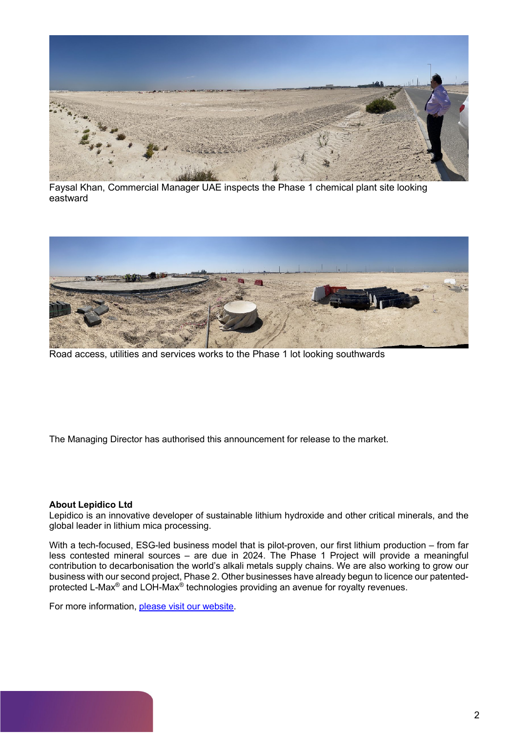Faysal Khan, Commercial Manager UAE inspects the Phase 1 chemical plant site looking eastward

Road access, utilities and services works to the Phase 1 lot looking southwards

The Managing Director has authorised this announcement for release to the market.

**About Lepidico Ltd**

Lepidico is an innovative developer of sustainable lithium hydroxide and other critical minerals, and the global leader in lithium mica processing.

With a tech-focused, ESG-led business model that is pilot-proven, our first lithium production – from far less contested mineral sources – are due in 2024. The Phase 1 Project will provide a meaningful contribution to decarbonisation the world's alkali metals supply chains. We are also working to grow our business with our second project, Phase 2. Other businesses have already begun to licence our patented-protected L-Max® and LOH-Max® technologies providing an avenue for royalty revenues.

For more information, please visit our website.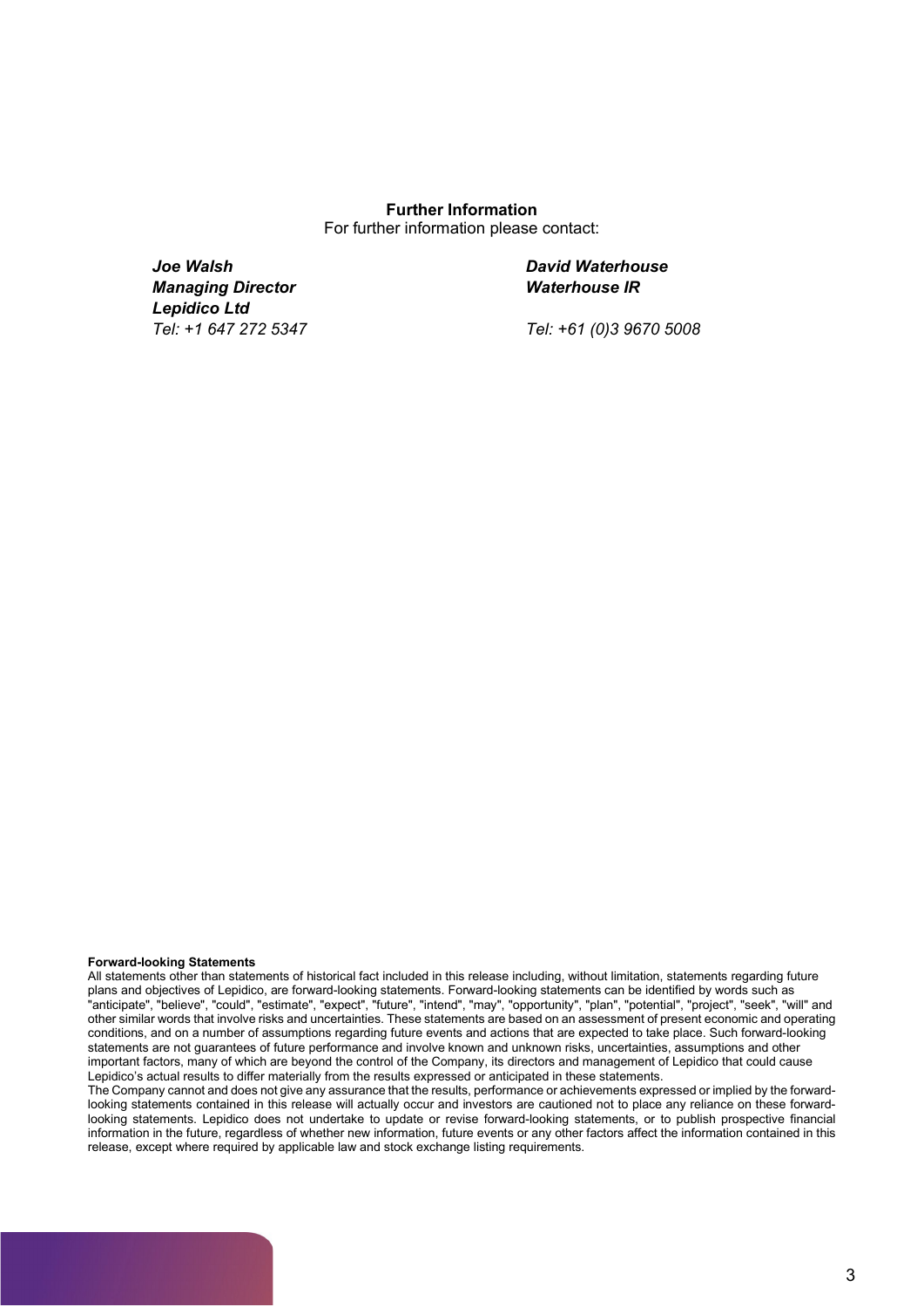**Further Information**

For further information please contact:

***Joe Walsh***
***Managing Director***
***Lepidico Ltd***
*Tel: +1 647 272 5347*

***David Waterhouse***
***Waterhouse IR***
*Tel: +61 (0)3 9670 5008*

**Forward-looking Statements**

All statements other than statements of historical fact included in this release including, without limitation, statements regarding future plans and objectives of Lepidico, are forward-looking statements. Forward-looking statements can be identified by words such as "anticipate", "believe", "could", "estimate", "expect", "future", "intend", "may", "opportunity", "plan", "potential", "project", "seek", "will" and other similar words that involve risks and uncertainties. These statements are based on an assessment of present economic and operating conditions, and on a number of assumptions regarding future events and actions that are expected to take place. Such forward-looking statements are not guarantees of future performance and involve known and unknown risks, uncertainties, assumptions and other important factors, many of which are beyond the control of the Company, its directors and management of Lepidico that could cause Lepidico's actual results to differ materially from the results expressed or anticipated in these statements.

The Company cannot and does not give any assurance that the results, performance or achievements expressed or implied by the forward-looking statements contained in this release will actually occur and investors are cautioned not to place any reliance on these forward-looking statements. Lepidico does not undertake to update or revise forward-looking statements, or to publish prospective financial information in the future, regardless of whether new information, future events or any other factors affect the information contained in this release, except where required by applicable law and stock exchange listing requirements.